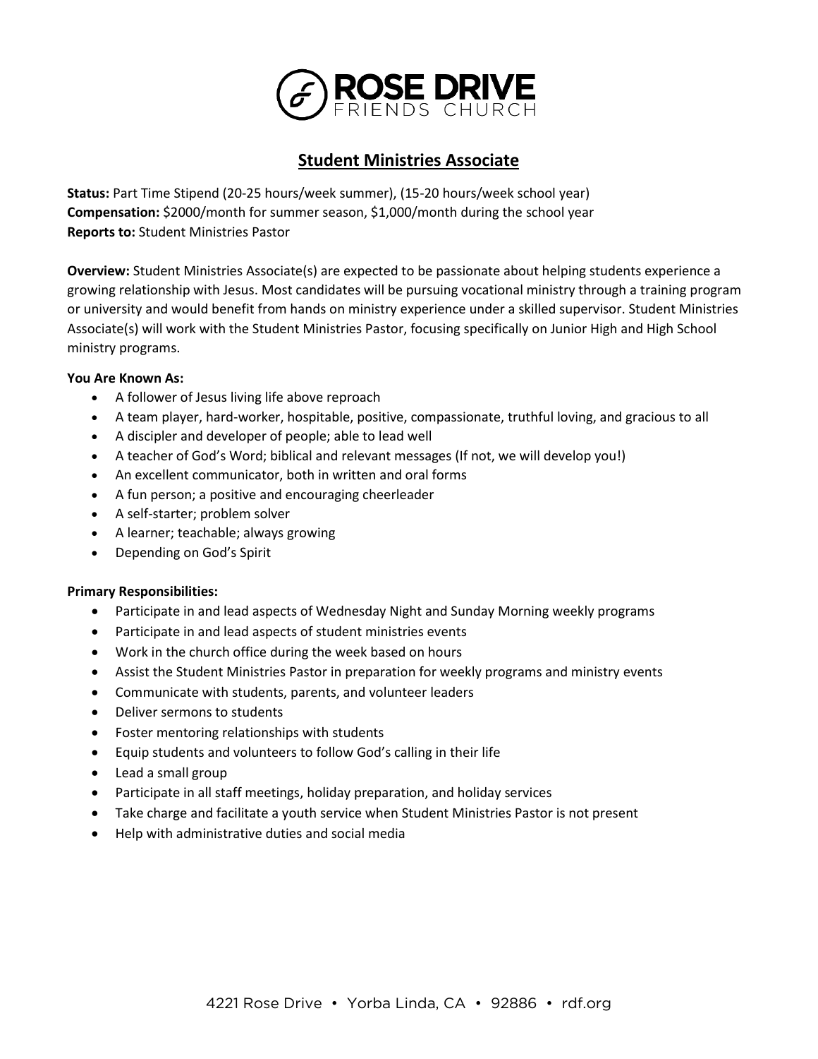# ROSE DRIVE FRIENDS CHURCH

## Student Ministries Associate

**Status:** Part Time Stipend (20-25 hours/week summer), (15-20 hours/week school year)
**Compensation:** $2000/month for summer season, $1,000/month during the school year
**Reports to:** Student Ministries Pastor

**Overview:** Student Ministries Associate(s) are expected to be passionate about helping students experience a growing relationship with Jesus. Most candidates will be pursuing vocational ministry through a training program or university and would benefit from hands on ministry experience under a skilled supervisor. Student Ministries Associate(s) will work with the Student Ministries Pastor, focusing specifically on Junior High and High School ministry programs.

**You Are Known As:**

- A follower of Jesus living life above reproach
- A team player, hard-worker, hospitable, positive, compassionate, truthful loving, and gracious to all
- A discipler and developer of people; able to lead well
- A teacher of God's Word; biblical and relevant messages (If not, we will develop you!)
- An excellent communicator, both in written and oral forms
- A fun person; a positive and encouraging cheerleader
- A self-starter; problem solver
- A learner; teachable; always growing
- Depending on God's Spirit

**Primary Responsibilities:**

- Participate in and lead aspects of Wednesday Night and Sunday Morning weekly programs
- Participate in and lead aspects of student ministries events
- Work in the church office during the week based on hours
- Assist the Student Ministries Pastor in preparation for weekly programs and ministry events
- Communicate with students, parents, and volunteer leaders
- Deliver sermons to students
- Foster mentoring relationships with students
- Equip students and volunteers to follow God's calling in their life
- Lead a small group
- Participate in all staff meetings, holiday preparation, and holiday services
- Take charge and facilitate a youth service when Student Ministries Pastor is not present
- Help with administrative duties and social media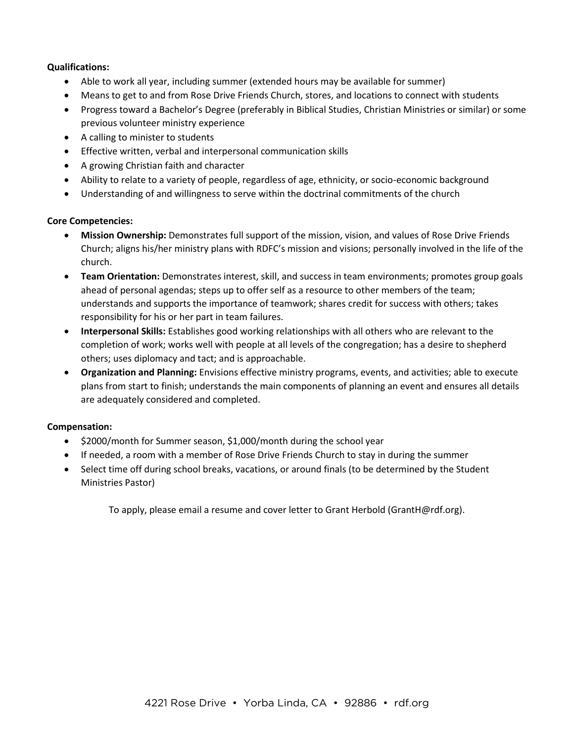**Qualifications:**

- Able to work all year, including summer (extended hours may be available for summer)
- Means to get to and from Rose Drive Friends Church, stores, and locations to connect with students
- Progress toward a Bachelor's Degree (preferably in Biblical Studies, Christian Ministries or similar) or some previous volunteer ministry experience
- A calling to minister to students
- Effective written, verbal and interpersonal communication skills
- A growing Christian faith and character
- Ability to relate to a variety of people, regardless of age, ethnicity, or socio-economic background
- Understanding of and willingness to serve within the doctrinal commitments of the church

**Core Competencies:**

- **Mission Ownership:** Demonstrates full support of the mission, vision, and values of Rose Drive Friends Church; aligns his/her ministry plans with RDFC's mission and visions; personally involved in the life of the church.
- **Team Orientation:** Demonstrates interest, skill, and success in team environments; promotes group goals ahead of personal agendas; steps up to offer self as a resource to other members of the team; understands and supports the importance of teamwork; shares credit for success with others; takes responsibility for his or her part in team failures.
- **Interpersonal Skills:** Establishes good working relationships with all others who are relevant to the completion of work; works well with people at all levels of the congregation; has a desire to shepherd others; uses diplomacy and tact; and is approachable.
- **Organization and Planning:** Envisions effective ministry programs, events, and activities; able to execute plans from start to finish; understands the main components of planning an event and ensures all details are adequately considered and completed.

**Compensation:**

- $2000/month for Summer season, $1,000/month during the school year
- If needed, a room with a member of Rose Drive Friends Church to stay in during the summer
- Select time off during school breaks, vacations, or around finals (to be determined by the Student Ministries Pastor)

To apply, please email a resume and cover letter to Grant Herbold (GrantH@rdf.org).